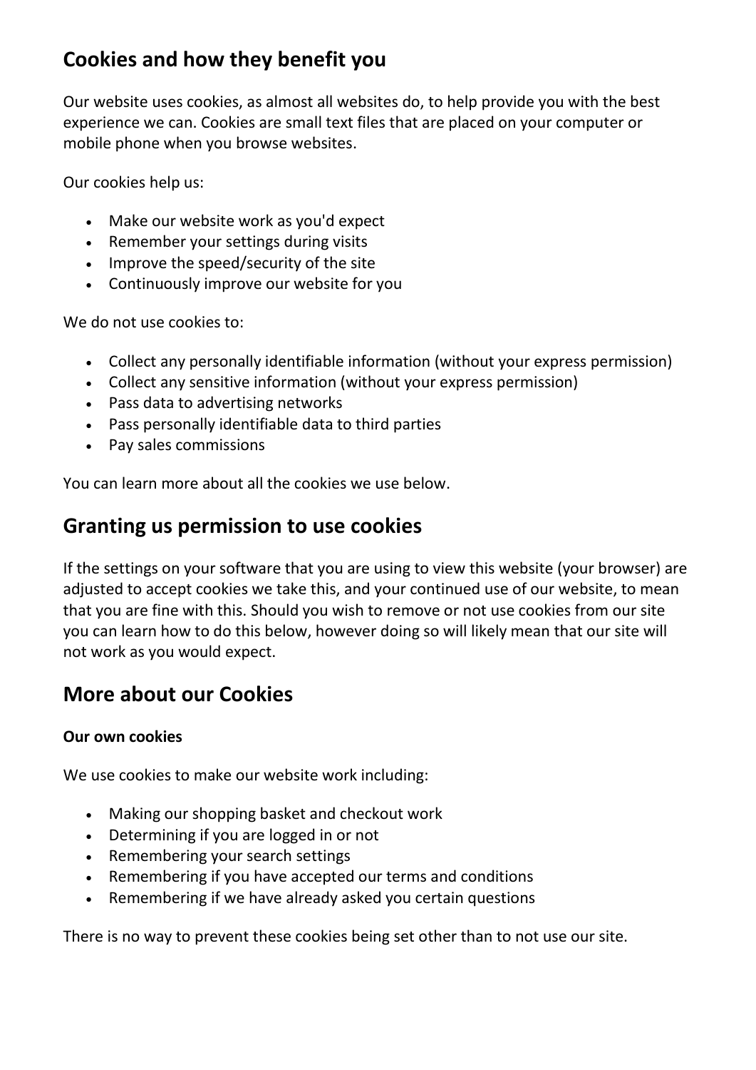## Cookies and how they benefit you

Our website uses cookies, as almost all websites do, to help provide you with the best experience we can. Cookies are small text files that are placed on your computer or mobile phone when you browse websites.

Our cookies help us:

- Make our website work as you'd expect
- Remember your settings during visits
- Improve the speed/security of the site
- Continuously improve our website for you

We do not use cookies to:

- Collect any personally identifiable information (without your express permission)
- Collect any sensitive information (without your express permission)
- Pass data to advertising networks
- Pass personally identifiable data to third parties
- Pay sales commissions

You can learn more about all the cookies we use below.

## Granting us permission to use cookies

If the settings on your software that you are using to view this website (your browser) are adjusted to accept cookies we take this, and your continued use of our website, to mean that you are fine with this. Should you wish to remove or not use cookies from our site you can learn how to do this below, however doing so will likely mean that our site will not work as you would expect.

## More about our Cookies

#### Our own cookies

We use cookies to make our website work including:

- Making our shopping basket and checkout work
- Determining if you are logged in or not
- Remembering your search settings
- Remembering if you have accepted our terms and conditions
- Remembering if we have already asked you certain questions

There is no way to prevent these cookies being set other than to not use our site.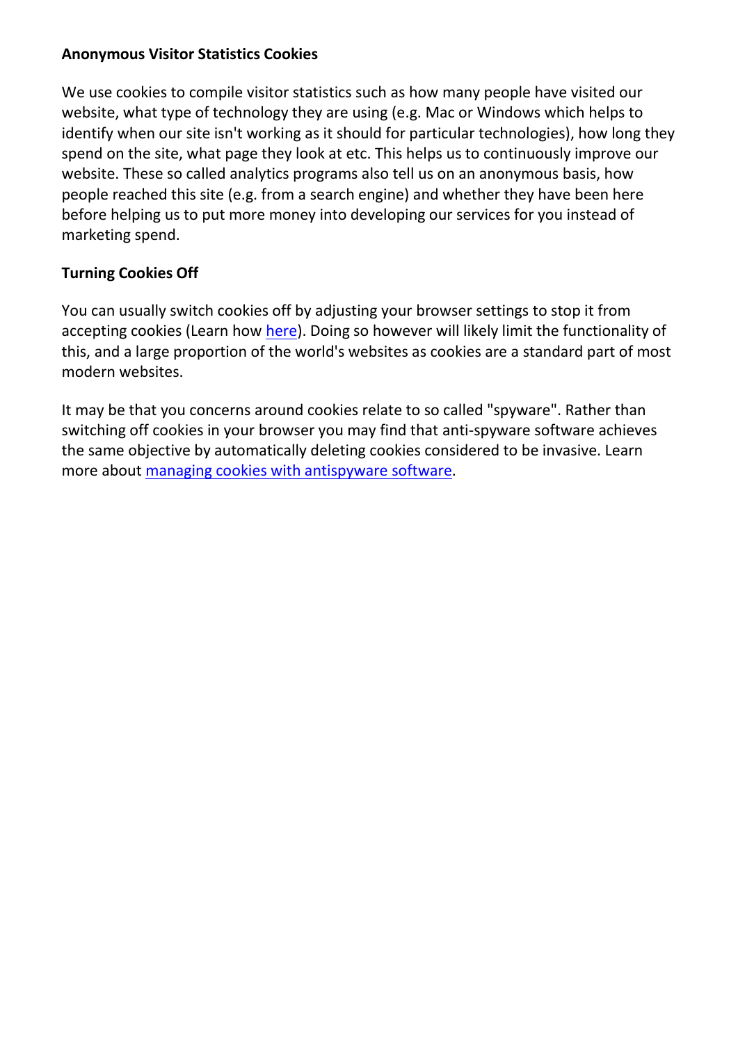**Anonymous Visitor Statistics Cookies**

We use cookies to compile visitor statistics such as how many people have visited our website, what type of technology they are using (e.g. Mac or Windows which helps to identify when our site isn't working as it should for particular technologies), how long they spend on the site, what page they look at etc. This helps us to continuously improve our website. These so called analytics programs also tell us on an anonymous basis, how people reached this site (e.g. from a search engine) and whether they have been here before helping us to put more money into developing our services for you instead of marketing spend.

**Turning Cookies Off**

You can usually switch cookies off by adjusting your browser settings to stop it from accepting cookies (Learn how here). Doing so however will likely limit the functionality of this, and a large proportion of the world's websites as cookies are a standard part of most modern websites.

It may be that you concerns around cookies relate to so called "spyware". Rather than switching off cookies in your browser you may find that anti-spyware software achieves the same objective by automatically deleting cookies considered to be invasive. Learn more about managing cookies with antispyware software.